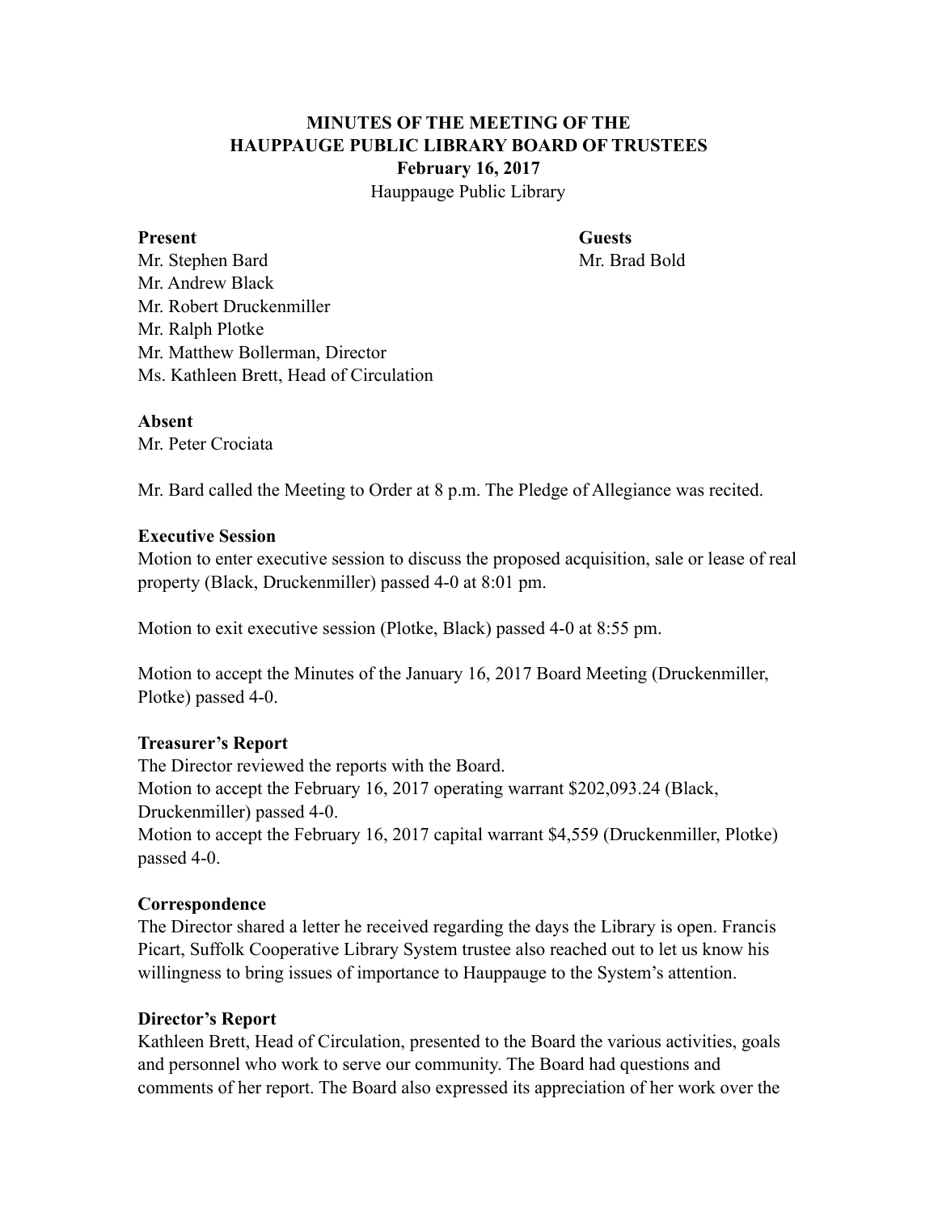**MINUTES OF THE MEETING OF THE**
**HAUPPAUGE PUBLIC LIBRARY BOARD OF TRUSTEES**
**February 16, 2017**
Hauppauge Public Library

**Present**
Mr. Stephen Bard
Mr. Andrew Black
Mr. Robert Druckenmiller
Mr. Ralph Plotke
Mr. Matthew Bollerman, Director
Ms. Kathleen Brett, Head of Circulation

**Guests**
Mr. Brad Bold

**Absent**
Mr. Peter Crociata

Mr. Bard called the Meeting to Order at 8 p.m. The Pledge of Allegiance was recited.

**Executive Session**
Motion to enter executive session to discuss the proposed acquisition, sale or lease of real property (Black, Druckenmiller) passed 4-0 at 8:01 pm.

Motion to exit executive session (Plotke, Black) passed 4-0 at 8:55 pm.

Motion to accept the Minutes of the January 16, 2017 Board Meeting (Druckenmiller, Plotke) passed 4-0.

**Treasurer's Report**
The Director reviewed the reports with the Board.
Motion to accept the February 16, 2017 operating warrant $202,093.24 (Black, Druckenmiller) passed 4-0.
Motion to accept the February 16, 2017 capital warrant $4,559 (Druckenmiller, Plotke) passed 4-0.

**Correspondence**
The Director shared a letter he received regarding the days the Library is open. Francis Picart, Suffolk Cooperative Library System trustee also reached out to let us know his willingness to bring issues of importance to Hauppauge to the System's attention.

**Director's Report**
Kathleen Brett, Head of Circulation, presented to the Board the various activities, goals and personnel who work to serve our community. The Board had questions and comments of her report. The Board also expressed its appreciation of her work over the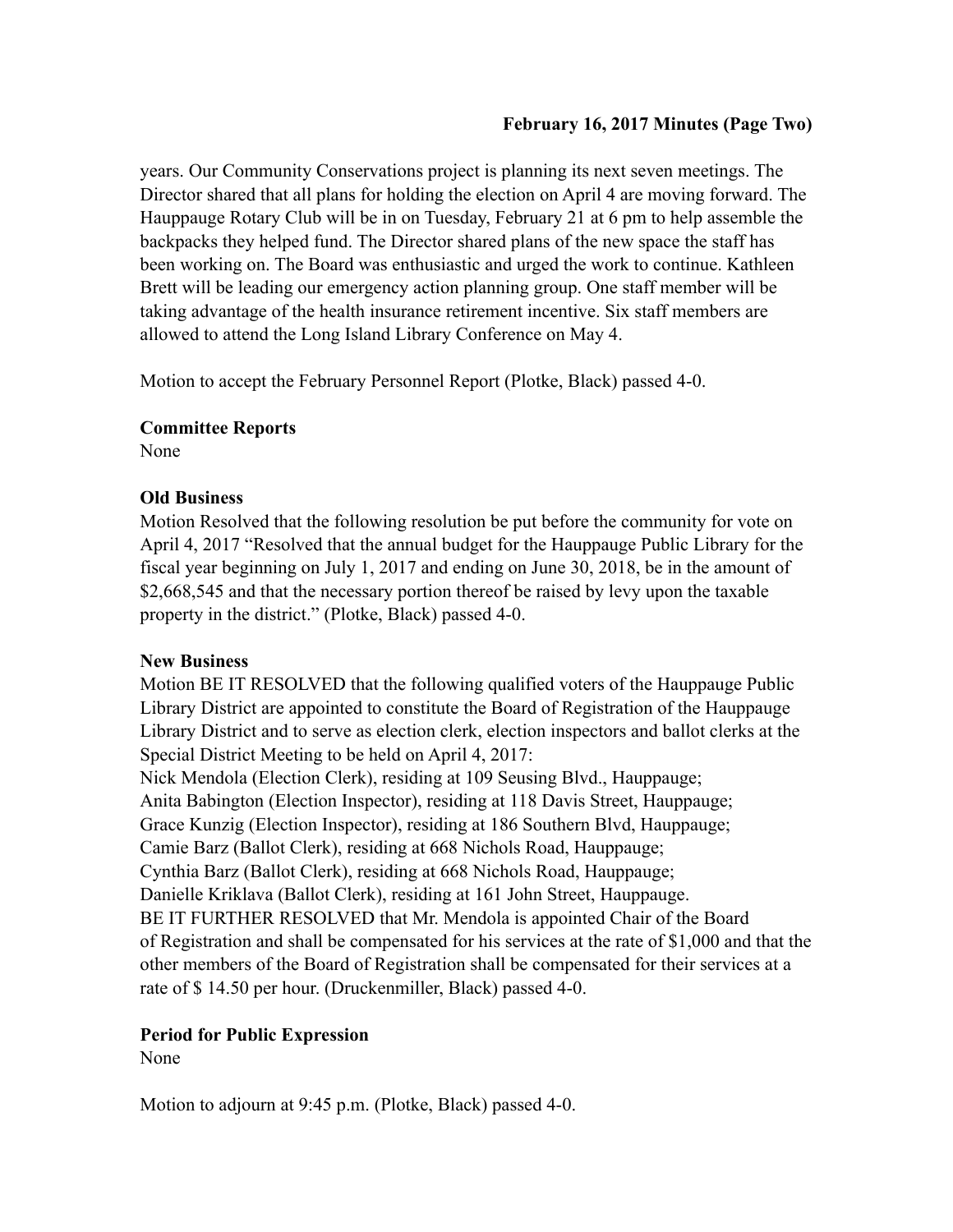years. Our Community Conservations project is planning its next seven meetings. The Director shared that all plans for holding the election on April 4 are moving forward. The Hauppauge Rotary Club will be in on Tuesday, February 21 at 6 pm to help assemble the backpacks they helped fund. The Director shared plans of the new space the staff has been working on. The Board was enthusiastic and urged the work to continue. Kathleen Brett will be leading our emergency action planning group. One staff member will be taking advantage of the health insurance retirement incentive. Six staff members are allowed to attend the Long Island Library Conference on May 4.

Motion to accept the February Personnel Report (Plotke, Black) passed 4-0.

**Committee Reports**
None

**Old Business**
Motion Resolved that the following resolution be put before the community for vote on April 4, 2017 "Resolved that the annual budget for the Hauppauge Public Library for the fiscal year beginning on July 1, 2017 and ending on June 30, 2018, be in the amount of $2,668,545 and that the necessary portion thereof be raised by levy upon the taxable property in the district." (Plotke, Black) passed 4-0.

**New Business**
Motion BE IT RESOLVED that the following qualified voters of the Hauppauge Public Library District are appointed to constitute the Board of Registration of the Hauppauge Library District and to serve as election clerk, election inspectors and ballot clerks at the Special District Meeting to be held on April 4, 2017:
Nick Mendola (Election Clerk), residing at 109 Seusing Blvd., Hauppauge;
Anita Babington (Election Inspector), residing at 118 Davis Street, Hauppauge;
Grace Kunzig (Election Inspector), residing at 186 Southern Blvd, Hauppauge;
Camie Barz (Ballot Clerk), residing at 668 Nichols Road, Hauppauge;
Cynthia Barz (Ballot Clerk), residing at 668 Nichols Road, Hauppauge;
Danielle Kriklava (Ballot Clerk), residing at 161 John Street, Hauppauge.
BE IT FURTHER RESOLVED that Mr. Mendola is appointed Chair of the Board of Registration and shall be compensated for his services at the rate of $1,000 and that the other members of the Board of Registration shall be compensated for their services at a rate of $ 14.50 per hour. (Druckenmiller, Black) passed 4-0.

**Period for Public Expression**
None

Motion to adjourn at 9:45 p.m. (Plotke, Black) passed 4-0.